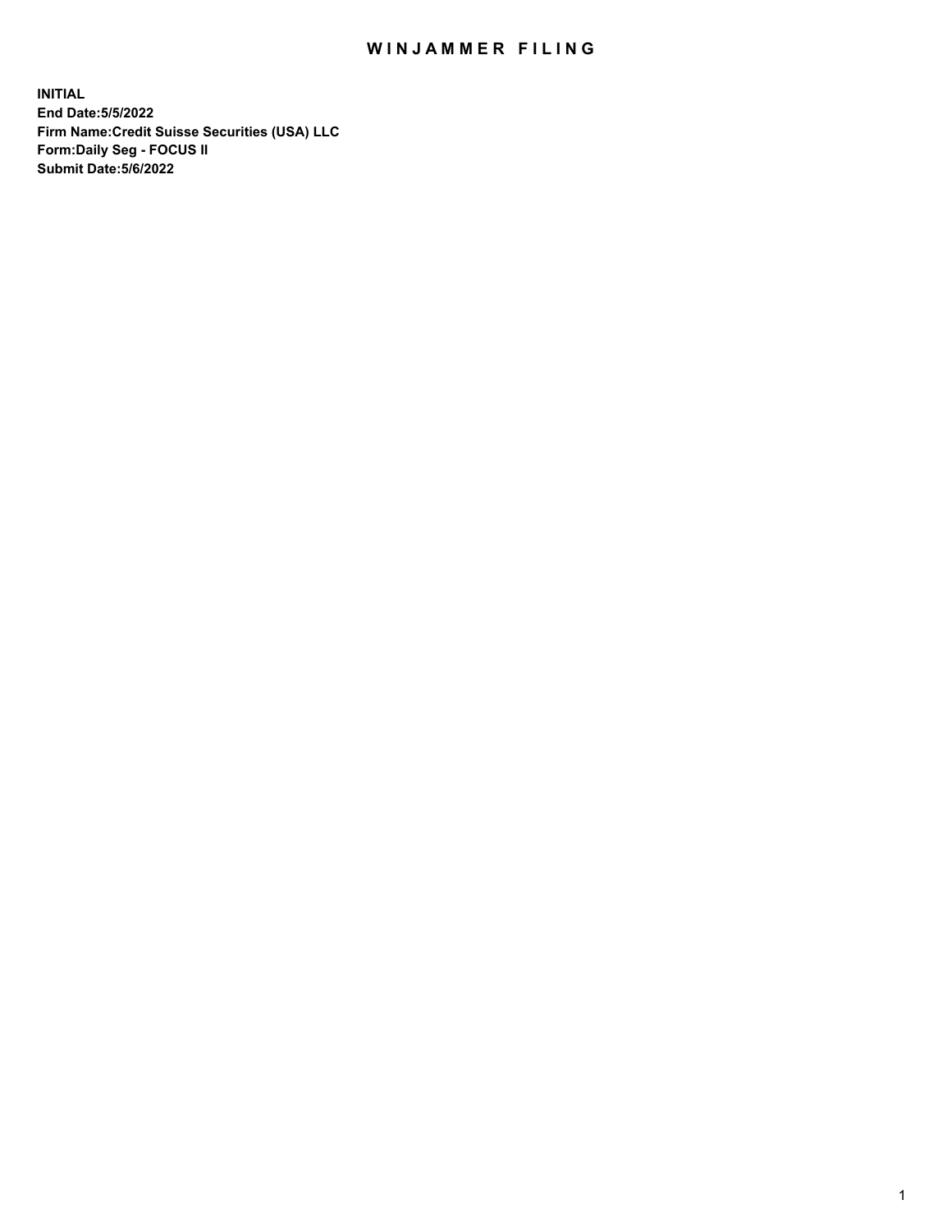# WINJAMMER FILING

**INITIAL**
**End Date:5/5/2022**
**Firm Name:Credit Suisse Securities (USA) LLC**
**Form:Daily Seg - FOCUS II**
**Submit Date:5/6/2022**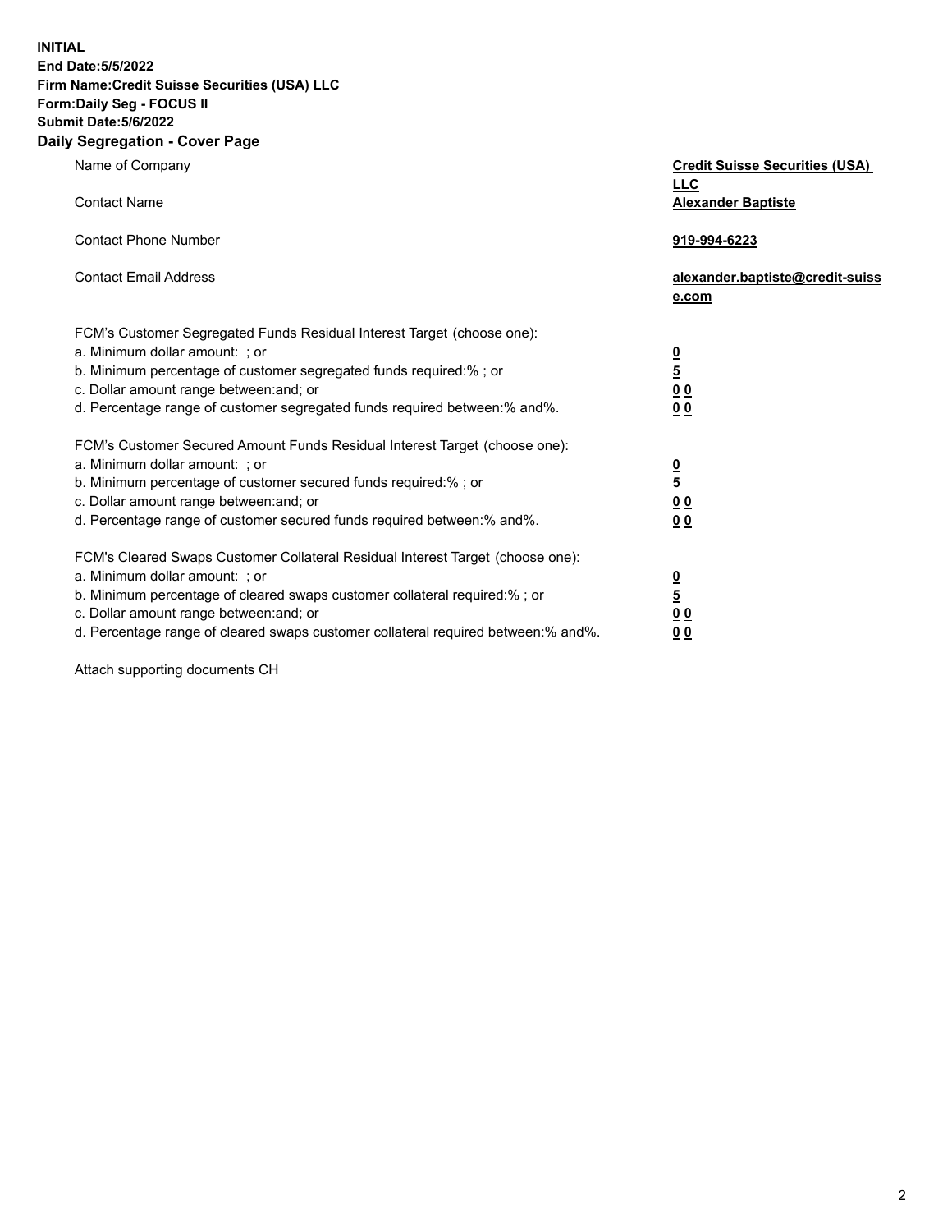**INITIAL**
**End Date:5/5/2022**
**Firm Name:Credit Suisse Securities (USA) LLC**
**Form:Daily Seg - FOCUS II**
**Submit Date:5/6/2022**

## Daily Segregation - Cover Page

| | |
|---|---|
| Name of Company | **Credit Suisse Securities (USA) LLC** |
| Contact Name | **Alexander Baptiste** |
| Contact Phone Number | **919-994-6223** |
| Contact Email Address | **alexander.baptiste@credit-suisse.com** |

FCM's Customer Segregated Funds Residual Interest Target (choose one):

| | |
|---|---|
| a. Minimum dollar amount: ; or | **0** |
| b. Minimum percentage of customer segregated funds required:% ; or | **5** |
| c. Dollar amount range between:and; or | **0 0** |
| d. Percentage range of customer segregated funds required between:% and%. | **0 0** |

FCM's Customer Secured Amount Funds Residual Interest Target (choose one):

| | |
|---|---|
| a. Minimum dollar amount: ; or | **0** |
| b. Minimum percentage of customer secured funds required:% ; or | **5** |
| c. Dollar amount range between:and; or | **0 0** |
| d. Percentage range of customer secured funds required between:% and%. | **0 0** |

FCM's Cleared Swaps Customer Collateral Residual Interest Target (choose one):

| | |
|---|---|
| a. Minimum dollar amount: ; or | **0** |
| b. Minimum percentage of cleared swaps customer collateral required:% ; or | **5** |
| c. Dollar amount range between:and; or | **0 0** |
| d. Percentage range of cleared swaps customer collateral required between:% and%. | **0 0** |

Attach supporting documents CH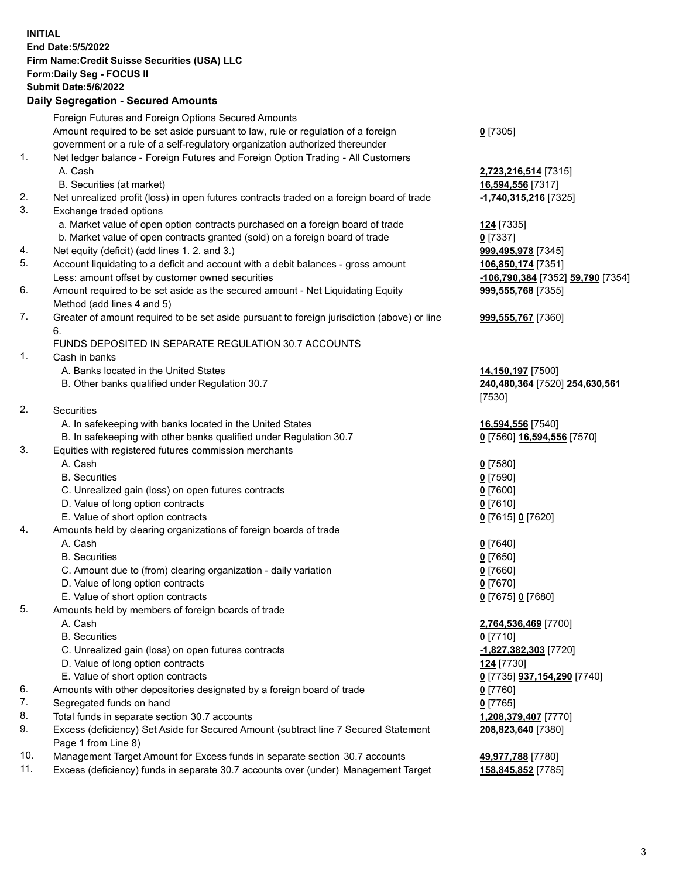**INITIAL**
**End Date:5/5/2022**
**Firm Name:Credit Suisse Securities (USA) LLC**
**Form:Daily Seg - FOCUS II**
**Submit Date:5/6/2022**

## Daily Segregation - Secured Amounts

| | | |
|---|---|---|
| | Foreign Futures and Foreign Options Secured Amounts | |
| | Amount required to be set aside pursuant to law, rule or regulation of a foreign government or a rule of a self-regulatory organization authorized thereunder | **0** [7305] |
| 1. | Net ledger balance - Foreign Futures and Foreign Option Trading - All Customers | |
| | A. Cash | **2,723,216,514** [7315] |
| | B. Securities (at market) | **16,594,556** [7317] |
| 2. | Net unrealized profit (loss) in open futures contracts traded on a foreign board of trade | **-1,740,315,216** [7325] |
| 3. | Exchange traded options | |
| | a. Market value of open option contracts purchased on a foreign board of trade | **124** [7335] |
| | b. Market value of open contracts granted (sold) on a foreign board of trade | **0** [7337] |
| 4. | Net equity (deficit) (add lines 1. 2. and 3.) | **999,495,978** [7345] |
| 5. | Account liquidating to a deficit and account with a debit balances - gross amount | **106,850,174** [7351] |
| | Less: amount offset by customer owned securities | **-106,790,384** [7352] **59,790** [7354] |
| 6. | Amount required to be set aside as the secured amount - Net Liquidating Equity Method (add lines 4 and 5) | **999,555,768** [7355] |
| 7. | Greater of amount required to be set aside pursuant to foreign jurisdiction (above) or line 6. | **999,555,767** [7360] |
| | FUNDS DEPOSITED IN SEPARATE REGULATION 30.7 ACCOUNTS | |
| 1. | Cash in banks | |
| | A. Banks located in the United States | **14,150,197** [7500] |
| | B. Other banks qualified under Regulation 30.7 | **240,480,364** [7520] **254,630,561** [7530] |
| 2. | Securities | |
| | A. In safekeeping with banks located in the United States | **16,594,556** [7540] |
| | B. In safekeeping with other banks qualified under Regulation 30.7 | **0** [7560] **16,594,556** [7570] |
| 3. | Equities with registered futures commission merchants | |
| | A. Cash | **0** [7580] |
| | B. Securities | **0** [7590] |
| | C. Unrealized gain (loss) on open futures contracts | **0** [7600] |
| | D. Value of long option contracts | **0** [7610] |
| | E. Value of short option contracts | **0** [7615] **0** [7620] |
| 4. | Amounts held by clearing organizations of foreign boards of trade | |
| | A. Cash | **0** [7640] |
| | B. Securities | **0** [7650] |
| | C. Amount due to (from) clearing organization - daily variation | **0** [7660] |
| | D. Value of long option contracts | **0** [7670] |
| | E. Value of short option contracts | **0** [7675] **0** [7680] |
| 5. | Amounts held by members of foreign boards of trade | |
| | A. Cash | **2,764,536,469** [7700] |
| | B. Securities | **0** [7710] |
| | C. Unrealized gain (loss) on open futures contracts | **-1,827,382,303** [7720] |
| | D. Value of long option contracts | **124** [7730] |
| | E. Value of short option contracts | **0** [7735] **937,154,290** [7740] |
| 6. | Amounts with other depositories designated by a foreign board of trade | **0** [7760] |
| 7. | Segregated funds on hand | **0** [7765] |
| 8. | Total funds in separate section 30.7 accounts | **1,208,379,407** [7770] |
| 9. | Excess (deficiency) Set Aside for Secured Amount (subtract line 7 Secured Statement Page 1 from Line 8) | **208,823,640** [7380] |
| 10. | Management Target Amount for Excess funds in separate section 30.7 accounts | **49,977,788** [7780] |
| 11. | Excess (deficiency) funds in separate 30.7 accounts over (under) Management Target | **158,845,852** [7785] |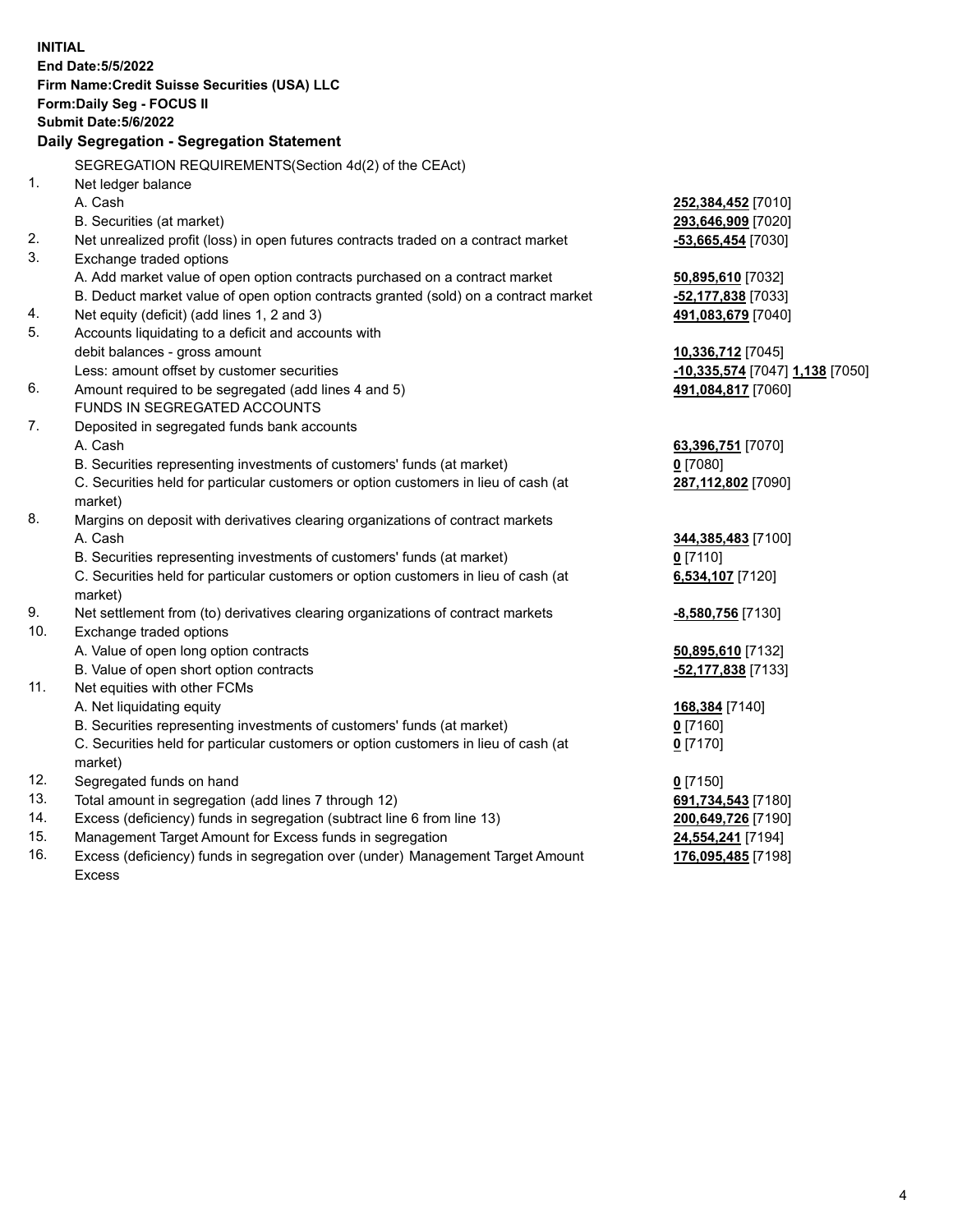**INITIAL**
**End Date:5/5/2022**
**Firm Name:Credit Suisse Securities (USA) LLC**
**Form:Daily Seg - FOCUS II**
**Submit Date:5/6/2022**

## Daily Segregation - Segregation Statement

SEGREGATION REQUIREMENTS(Section 4d(2) of the CEAct)

| | | |
|---|---|---|
| 1. | Net ledger balance | |
| | A. Cash | **252,384,452** [7010] |
| | B. Securities (at market) | **293,646,909** [7020] |
| 2. | Net unrealized profit (loss) in open futures contracts traded on a contract market | **-53,665,454** [7030] |
| 3. | Exchange traded options | |
| | A. Add market value of open option contracts purchased on a contract market | **50,895,610** [7032] |
| | B. Deduct market value of open option contracts granted (sold) on a contract market | **-52,177,838** [7033] |
| 4. | Net equity (deficit) (add lines 1, 2 and 3) | **491,083,679** [7040] |
| 5. | Accounts liquidating to a deficit and accounts with debit balances - gross amount | **10,336,712** [7045] |
| | Less: amount offset by customer securities | **-10,335,574** [7047] **1,138** [7050] |
| 6. | Amount required to be segregated (add lines 4 and 5) | **491,084,817** [7060] |
| | FUNDS IN SEGREGATED ACCOUNTS | |
| 7. | Deposited in segregated funds bank accounts | |
| | A. Cash | **63,396,751** [7070] |
| | B. Securities representing investments of customers' funds (at market) | **0** [7080] |
| | C. Securities held for particular customers or option customers in lieu of cash (at market) | **287,112,802** [7090] |
| 8. | Margins on deposit with derivatives clearing organizations of contract markets | |
| | A. Cash | **344,385,483** [7100] |
| | B. Securities representing investments of customers' funds (at market) | **0** [7110] |
| | C. Securities held for particular customers or option customers in lieu of cash (at market) | **6,534,107** [7120] |
| 9. | Net settlement from (to) derivatives clearing organizations of contract markets | **-8,580,756** [7130] |
| 10. | Exchange traded options | |
| | A. Value of open long option contracts | **50,895,610** [7132] |
| | B. Value of open short option contracts | **-52,177,838** [7133] |
| 11. | Net equities with other FCMs | |
| | A. Net liquidating equity | **168,384** [7140] |
| | B. Securities representing investments of customers' funds (at market) | **0** [7160] |
| | C. Securities held for particular customers or option customers in lieu of cash (at market) | **0** [7170] |
| 12. | Segregated funds on hand | **0** [7150] |
| 13. | Total amount in segregation (add lines 7 through 12) | **691,734,543** [7180] |
| 14. | Excess (deficiency) funds in segregation (subtract line 6 from line 13) | **200,649,726** [7190] |
| 15. | Management Target Amount for Excess funds in segregation | **24,554,241** [7194] |
| 16. | Excess (deficiency) funds in segregation over (under) Management Target Amount Excess | **176,095,485** [7198] |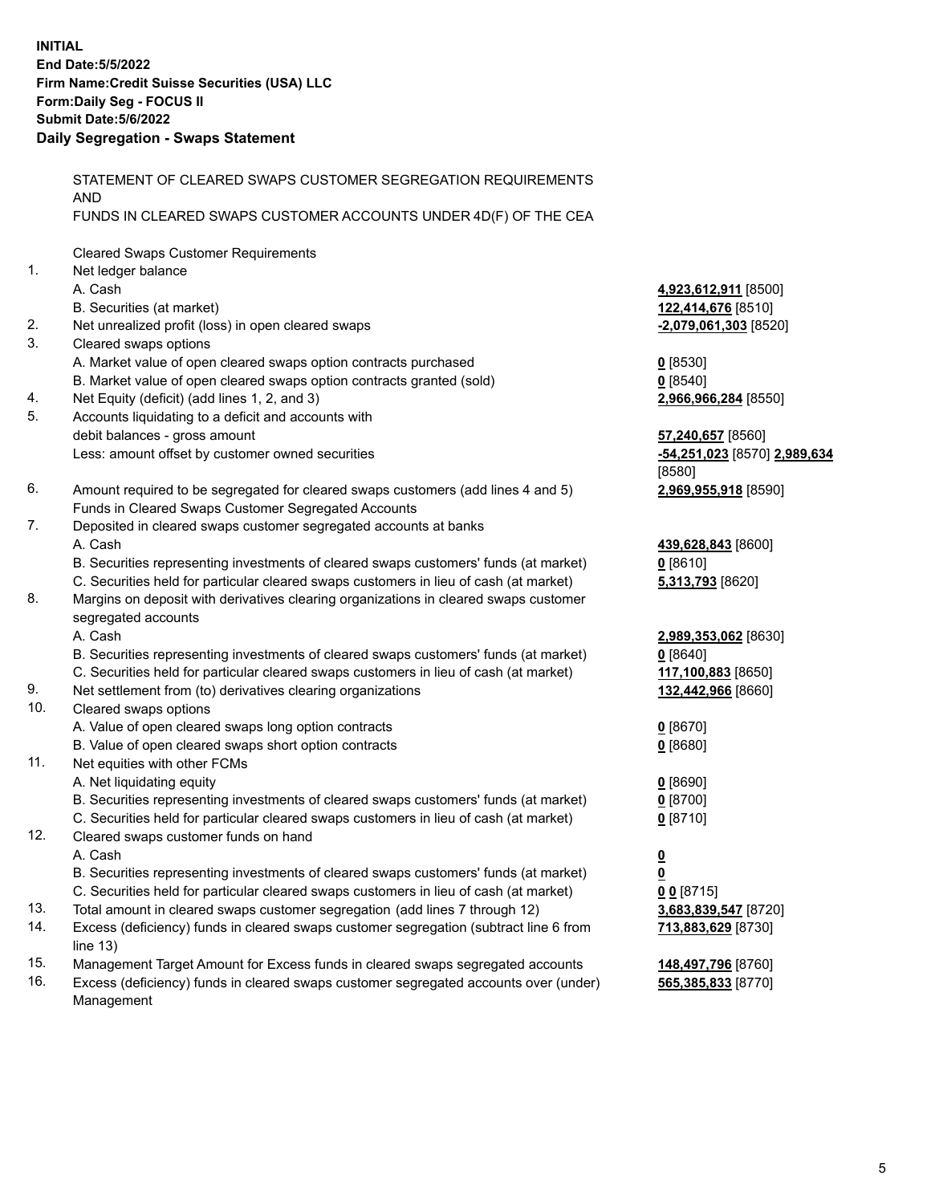**INITIAL**
**End Date:5/5/2022**
**Firm Name:Credit Suisse Securities (USA) LLC**
**Form:Daily Seg - FOCUS II**
**Submit Date:5/6/2022**
**Daily Segregation - Swaps Statement**

STATEMENT OF CLEARED SWAPS CUSTOMER SEGREGATION REQUIREMENTS AND
FUNDS IN CLEARED SWAPS CUSTOMER ACCOUNTS UNDER 4D(F) OF THE CEA

| | | |
|---|---|---|
| | Cleared Swaps Customer Requirements | |
| 1. | Net ledger balance | |
| | A. Cash | **4,923,612,911** [8500] |
| | B. Securities (at market) | **122,414,676** [8510] |
| 2. | Net unrealized profit (loss) in open cleared swaps | **-2,079,061,303** [8520] |
| 3. | Cleared swaps options | |
| | A. Market value of open cleared swaps option contracts purchased | **0** [8530] |
| | B. Market value of open cleared swaps option contracts granted (sold) | **0** [8540] |
| 4. | Net Equity (deficit) (add lines 1, 2, and 3) | **2,966,966,284** [8550] |
| 5. | Accounts liquidating to a deficit and accounts with debit balances - gross amount | **57,240,657** [8560] |
| | Less: amount offset by customer owned securities | **-54,251,023** [8570] **2,989,634** [8580] |
| 6. | Amount required to be segregated for cleared swaps customers (add lines 4 and 5) | **2,969,955,918** [8590] |
| | Funds in Cleared Swaps Customer Segregated Accounts | |
| 7. | Deposited in cleared swaps customer segregated accounts at banks | |
| | A. Cash | **439,628,843** [8600] |
| | B. Securities representing investments of cleared swaps customers' funds (at market) | **0** [8610] |
| | C. Securities held for particular cleared swaps customers in lieu of cash (at market) | **5,313,793** [8620] |
| 8. | Margins on deposit with derivatives clearing organizations in cleared swaps customer segregated accounts | |
| | A. Cash | **2,989,353,062** [8630] |
| | B. Securities representing investments of cleared swaps customers' funds (at market) | **0** [8640] |
| | C. Securities held for particular cleared swaps customers in lieu of cash (at market) | **117,100,883** [8650] |
| 9. | Net settlement from (to) derivatives clearing organizations | **132,442,966** [8660] |
| 10. | Cleared swaps options | |
| | A. Value of open cleared swaps long option contracts | **0** [8670] |
| | B. Value of open cleared swaps short option contracts | **0** [8680] |
| 11. | Net equities with other FCMs | |
| | A. Net liquidating equity | **0** [8690] |
| | B. Securities representing investments of cleared swaps customers' funds (at market) | **0** [8700] |
| | C. Securities held for particular cleared swaps customers in lieu of cash (at market) | **0** [8710] |
| 12. | Cleared swaps customer funds on hand | |
| | A. Cash | **0** |
| | B. Securities representing investments of cleared swaps customers' funds (at market) | **0** |
| | C. Securities held for particular cleared swaps customers in lieu of cash (at market) | **0** **0** [8715] |
| 13. | Total amount in cleared swaps customer segregation (add lines 7 through 12) | **3,683,839,547** [8720] |
| 14. | Excess (deficiency) funds in cleared swaps customer segregation (subtract line 6 from line 13) | **713,883,629** [8730] |
| 15. | Management Target Amount for Excess funds in cleared swaps segregated accounts | **148,497,796** [8760] |
| 16. | Excess (deficiency) funds in cleared swaps customer segregated accounts over (under) Management | **565,385,833** [8770] |